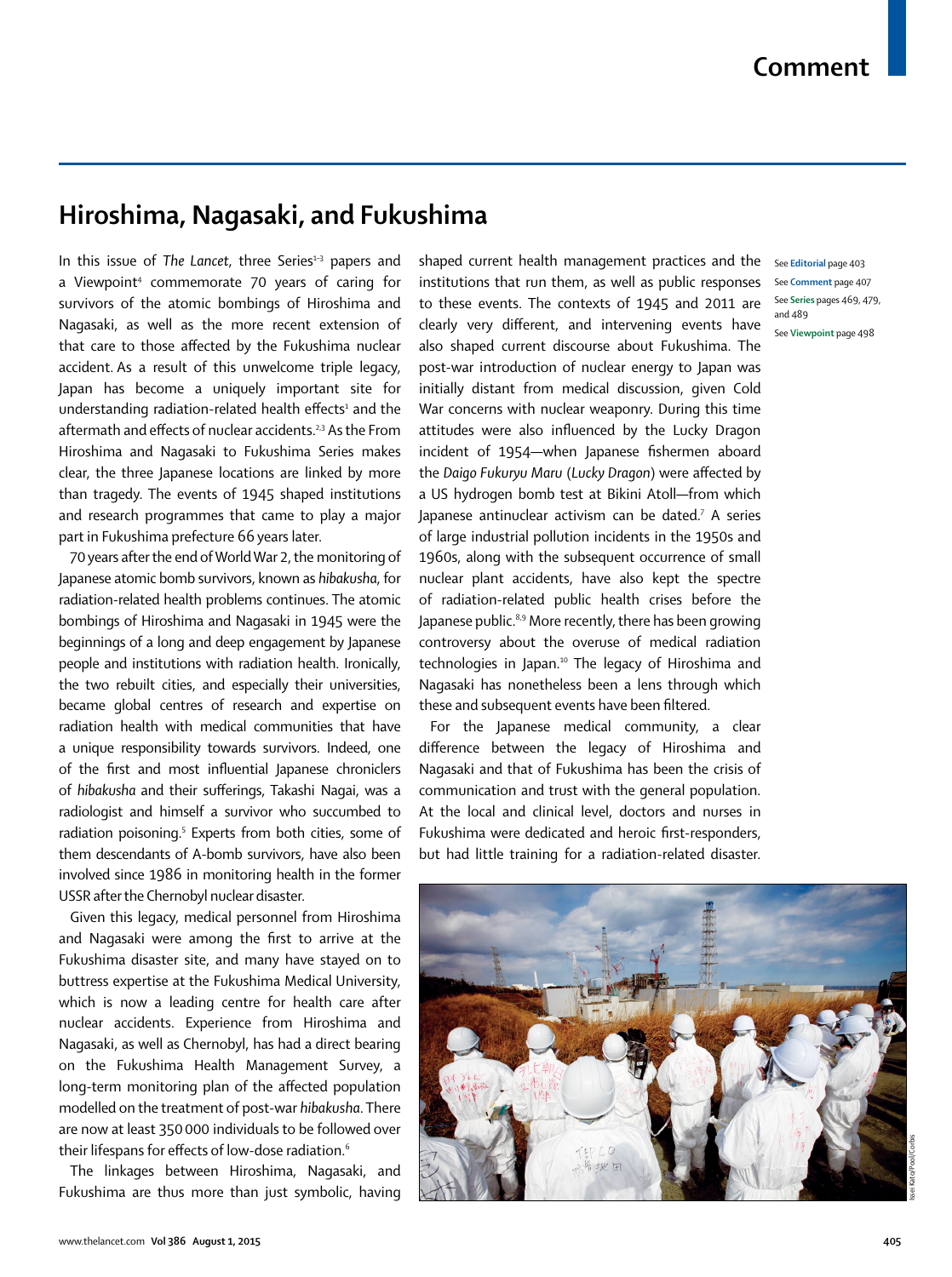# Comment

## Hiroshima, Nagasaki, and Fukushima

In this issue of *The Lancet*, three Series[1–3] papers and a Viewpoint[4] commemorate 70 years of caring for survivors of the atomic bombings of Hiroshima and Nagasaki, as well as the more recent extension of that care to those affected by the Fukushima nuclear accident. As a result of this unwelcome triple legacy, Japan has become a uniquely important site for understanding radiation-related health effects[1] and the aftermath and effects of nuclear accidents.[2,3] As the From Hiroshima and Nagasaki to Fukushima Series makes clear, the three Japanese locations are linked by more than tragedy. The events of 1945 shaped institutions and research programmes that came to play a major part in Fukushima prefecture 66 years later.

70 years after the end of World War 2, the monitoring of Japanese atomic bomb survivors, known as *hibakusha*, for radiation-related health problems continues. The atomic bombings of Hiroshima and Nagasaki in 1945 were the beginnings of a long and deep engagement by Japanese people and institutions with radiation health. Ironically, the two rebuilt cities, and especially their universities, became global centres of research and expertise on radiation health with medical communities that have a unique responsibility towards survivors. Indeed, one of the first and most influential Japanese chroniclers of *hibakusha* and their sufferings, Takashi Nagai, was a radiologist and himself a survivor who succumbed to radiation poisoning.[5] Experts from both cities, some of them descendants of A-bomb survivors, have also been involved since 1986 in monitoring health in the former USSR after the Chernobyl nuclear disaster.

Given this legacy, medical personnel from Hiroshima and Nagasaki were among the first to arrive at the Fukushima disaster site, and many have stayed on to buttress expertise at the Fukushima Medical University, which is now a leading centre for health care after nuclear accidents. Experience from Hiroshima and Nagasaki, as well as Chernobyl, has had a direct bearing on the Fukushima Health Management Survey, a long-term monitoring plan of the affected population modelled on the treatment of post-war *hibakusha*. There are now at least 350 000 individuals to be followed over their lifespans for effects of low-dose radiation.[6]

The linkages between Hiroshima, Nagasaki, and Fukushima are thus more than just symbolic, having shaped current health management practices and the institutions that run them, as well as public responses to these events. The contexts of 1945 and 2011 are clearly very different, and intervening events have also shaped current discourse about Fukushima. The post-war introduction of nuclear energy to Japan was initially distant from medical discussion, given Cold War concerns with nuclear weaponry. During this time attitudes were also influenced by the Lucky Dragon incident of 1954—when Japanese fishermen aboard the *Daigo Fukuryu Maru* (*Lucky Dragon*) were affected by a US hydrogen bomb test at Bikini Atoll—from which Japanese antinuclear activism can be dated.[7] A series of large industrial pollution incidents in the 1950s and 1960s, along with the subsequent occurrence of small nuclear plant accidents, have also kept the spectre of radiation-related public health crises before the Japanese public.[8,9] More recently, there has been growing controversy about the overuse of medical radiation technologies in Japan.[10] The legacy of Hiroshima and Nagasaki has nonetheless been a lens through which these and subsequent events have been filtered.

For the Japanese medical community, a clear difference between the legacy of Hiroshima and Nagasaki and that of Fukushima has been the crisis of communication and trust with the general population. At the local and clinical level, doctors and nurses in Fukushima were dedicated and heroic first-responders, but had little training for a radiation-related disaster.

See **Editorial** page 403
See **Comment** page 407
See **Series** pages 469, 479, and 489
See **Viewpoint** page 498

Issei Kato/Pool/Corbis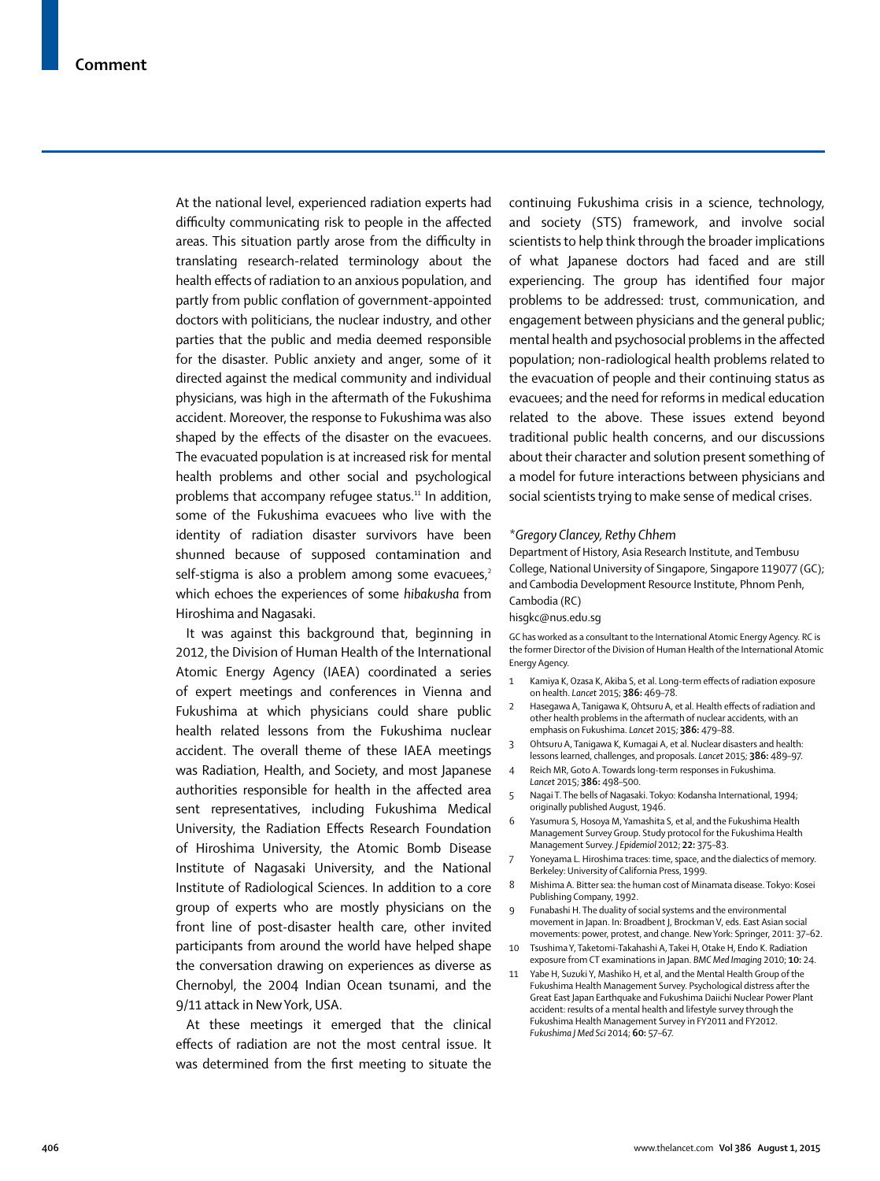At the national level, experienced radiation experts had difficulty communicating risk to people in the affected areas. This situation partly arose from the difficulty in translating research-related terminology about the health effects of radiation to an anxious population, and partly from public conflation of government-appointed doctors with politicians, the nuclear industry, and other parties that the public and media deemed responsible for the disaster. Public anxiety and anger, some of it directed against the medical community and individual physicians, was high in the aftermath of the Fukushima accident. Moreover, the response to Fukushima was also shaped by the effects of the disaster on the evacuees. The evacuated population is at increased risk for mental health problems and other social and psychological problems that accompany refugee status.[11] In addition, some of the Fukushima evacuees who live with the identity of radiation disaster survivors have been shunned because of supposed contamination and self-stigma is also a problem among some evacuees,[2] which echoes the experiences of some *hibakusha* from Hiroshima and Nagasaki.

It was against this background that, beginning in 2012, the Division of Human Health of the International Atomic Energy Agency (IAEA) coordinated a series of expert meetings and conferences in Vienna and Fukushima at which physicians could share public health related lessons from the Fukushima nuclear accident. The overall theme of these IAEA meetings was Radiation, Health, and Society, and most Japanese authorities responsible for health in the affected area sent representatives, including Fukushima Medical University, the Radiation Effects Research Foundation of Hiroshima University, the Atomic Bomb Disease Institute of Nagasaki University, and the National Institute of Radiological Sciences. In addition to a core group of experts who are mostly physicians on the front line of post-disaster health care, other invited participants from around the world have helped shape the conversation drawing on experiences as diverse as Chernobyl, the 2004 Indian Ocean tsunami, and the 9/11 attack in New York, USA.

At these meetings it emerged that the clinical effects of radiation are not the most central issue. It was determined from the first meeting to situate the continuing Fukushima crisis in a science, technology, and society (STS) framework, and involve social scientists to help think through the broader implications of what Japanese doctors had faced and are still experiencing. The group has identified four major problems to be addressed: trust, communication, and engagement between physicians and the general public; mental health and psychosocial problems in the affected population; non-radiological health problems related to the evacuation of people and their continuing status as evacuees; and the need for reforms in medical education related to the above. These issues extend beyond traditional public health concerns, and our discussions about their character and solution present something of a model for future interactions between physicians and social scientists trying to make sense of medical crises.

*\*Gregory Clancey, Rethy Chhem*

Department of History, Asia Research Institute, and Tembusu College, National University of Singapore, Singapore 119077 (GC); and Cambodia Development Resource Institute, Phnom Penh, Cambodia (RC)

hisgkc@nus.edu.sg

GC has worked as a consultant to the International Atomic Energy Agency. RC is the former Director of the Division of Human Health of the International Atomic Energy Agency.

1. Kamiya K, Ozasa K, Akiba S, et al. Long-term effects of radiation exposure on health. *Lancet* 2015; **386:** 469–78.
2. Hasegawa A, Tanigawa K, Ohtsuru A, et al. Health effects of radiation and other health problems in the aftermath of nuclear accidents, with an emphasis on Fukushima. *Lancet* 2015; **386:** 479–88.
3. Ohtsuru A, Tanigawa K, Kumagai A, et al. Nuclear disasters and health: lessons learned, challenges, and proposals. *Lancet* 2015; **386:** 489–97.
4. Reich MR, Goto A. Towards long-term responses in Fukushima. *Lancet* 2015; **386:** 498–500.
5. Nagai T. The bells of Nagasaki. Tokyo: Kodansha International, 1994; originally published August, 1946.
6. Yasumura S, Hosoya M, Yamashita S, et al, and the Fukushima Health Management Survey Group. Study protocol for the Fukushima Health Management Survey. *J Epidemiol* 2012; **22:** 375–83.
7. Yoneyama L. Hiroshima traces: time, space, and the dialectics of memory. Berkeley: University of California Press, 1999.
8. Mishima A. Bitter sea: the human cost of Minamata disease. Tokyo: Kosei Publishing Company, 1992.
9. Funabashi H. The duality of social systems and the environmental movement in Japan. In: Broadbent J, Brockman V, eds. East Asian social movements: power, protest, and change. New York: Springer, 2011: 37–62.
10. Tsushima Y, Taketomi-Takahashi A, Takei H, Otake H, Endo K. Radiation exposure from CT examinations in Japan. *BMC Med Imaging* 2010; **10:** 24.
11. Yabe H, Suzuki Y, Mashiko H, et al, and the Mental Health Group of the Fukushima Health Management Survey. Psychological distress after the Great East Japan Earthquake and Fukushima Daiichi Nuclear Power Plant accident: results of a mental health and lifestyle survey through the Fukushima Health Management Survey in FY2011 and FY2012. *Fukushima J Med Sci* 2014; **60:** 57–67.